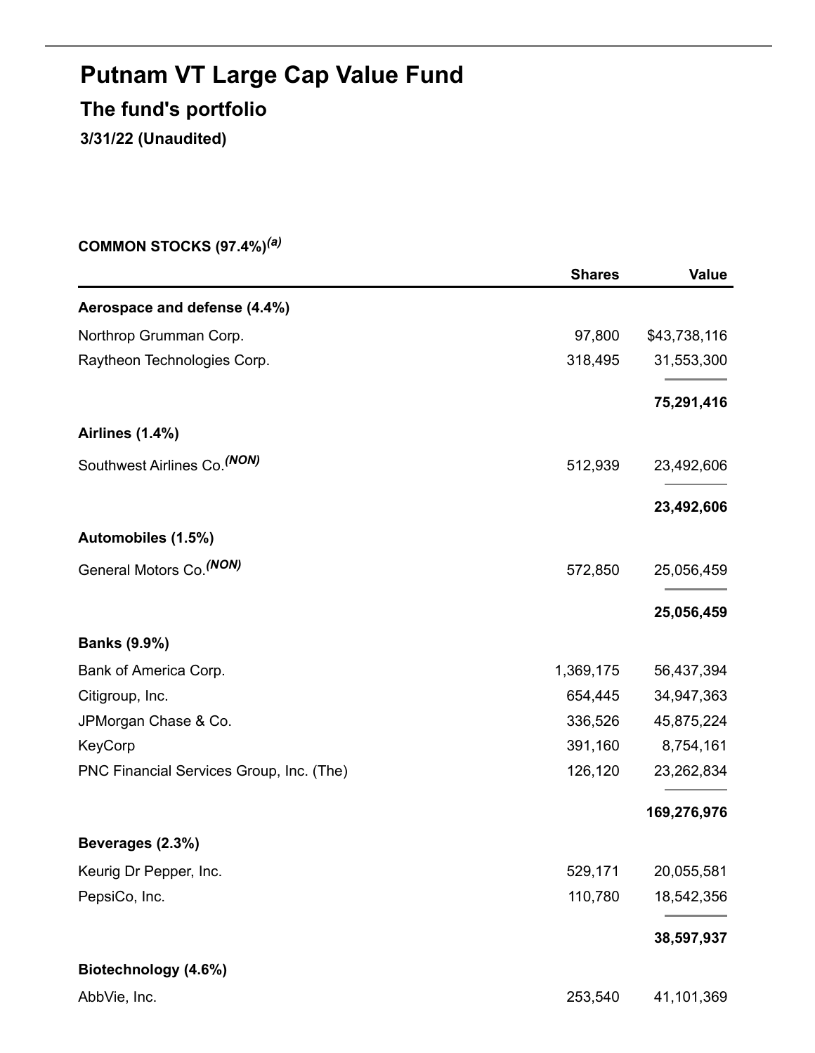# Putnam VT Large Cap Value Fund

## The fund's portfolio

**3/31/22 (Unaudited)**

**COMMON STOCKS (97.4%)[(a)]**

| | Shares | Value |
|---|---|---|
| **Aerospace and defense (4.4%)** | | |
| Northrop Grumman Corp. | 97,800 | $43,738,116 |
| Raytheon Technologies Corp. | 318,495 | 31,553,300 |
| | | **75,291,416** |
| **Airlines (1.4%)** | | |
| Southwest Airlines Co.[(NON)] | 512,939 | 23,492,606 |
| | | **23,492,606** |
| **Automobiles (1.5%)** | | |
| General Motors Co.[(NON)] | 572,850 | 25,056,459 |
| | | **25,056,459** |
| **Banks (9.9%)** | | |
| Bank of America Corp. | 1,369,175 | 56,437,394 |
| Citigroup, Inc. | 654,445 | 34,947,363 |
| JPMorgan Chase & Co. | 336,526 | 45,875,224 |
| KeyCorp | 391,160 | 8,754,161 |
| PNC Financial Services Group, Inc. (The) | 126,120 | 23,262,834 |
| | | **169,276,976** |
| **Beverages (2.3%)** | | |
| Keurig Dr Pepper, Inc. | 529,171 | 20,055,581 |
| PepsiCo, Inc. | 110,780 | 18,542,356 |
| | | **38,597,937** |
| **Biotechnology (4.6%)** | | |
| AbbVie, Inc. | 253,540 | 41,101,369 |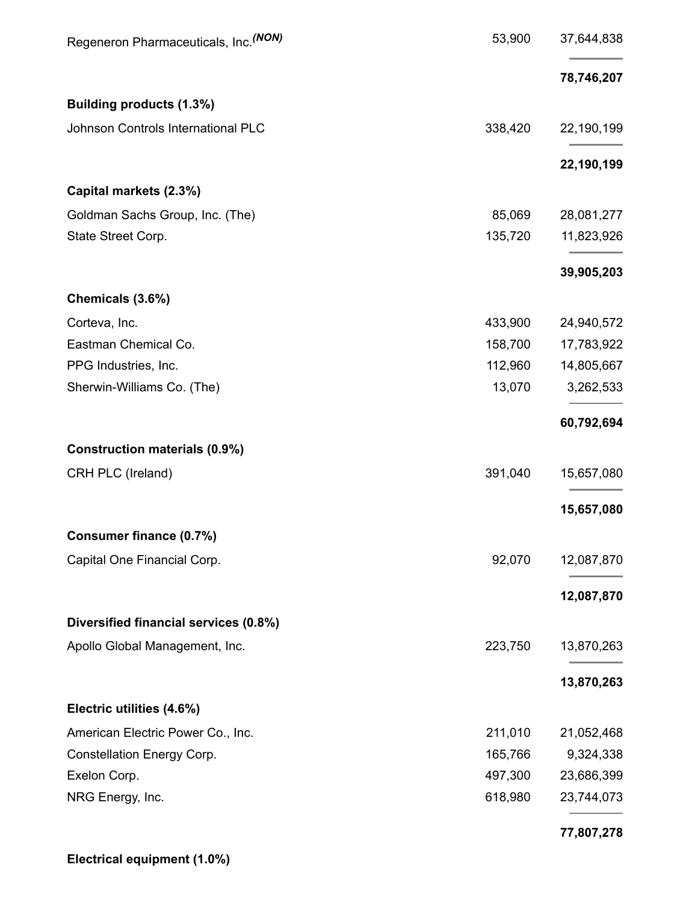| | | |
|---|---|---|
| Regeneron Pharmaceuticals, Inc.*(NON)* | 53,900 | 37,644,838 |
| | | **78,746,207** |
| **Building products (1.3%)** | | |
| Johnson Controls International PLC | 338,420 | 22,190,199 |
| | | **22,190,199** |
| **Capital markets (2.3%)** | | |
| Goldman Sachs Group, Inc. (The) | 85,069 | 28,081,277 |
| State Street Corp. | 135,720 | 11,823,926 |
| | | **39,905,203** |
| **Chemicals (3.6%)** | | |
| Corteva, Inc. | 433,900 | 24,940,572 |
| Eastman Chemical Co. | 158,700 | 17,783,922 |
| PPG Industries, Inc. | 112,960 | 14,805,667 |
| Sherwin-Williams Co. (The) | 13,070 | 3,262,533 |
| | | **60,792,694** |
| **Construction materials (0.9%)** | | |
| CRH PLC (Ireland) | 391,040 | 15,657,080 |
| | | **15,657,080** |
| **Consumer finance (0.7%)** | | |
| Capital One Financial Corp. | 92,070 | 12,087,870 |
| | | **12,087,870** |
| **Diversified financial services (0.8%)** | | |
| Apollo Global Management, Inc. | 223,750 | 13,870,263 |
| | | **13,870,263** |
| **Electric utilities (4.6%)** | | |
| American Electric Power Co., Inc. | 211,010 | 21,052,468 |
| Constellation Energy Corp. | 165,766 | 9,324,338 |
| Exelon Corp. | 497,300 | 23,686,399 |
| NRG Energy, Inc. | 618,980 | 23,744,073 |
| | | **77,807,278** |
| **Electrical equipment (1.0%)** | | |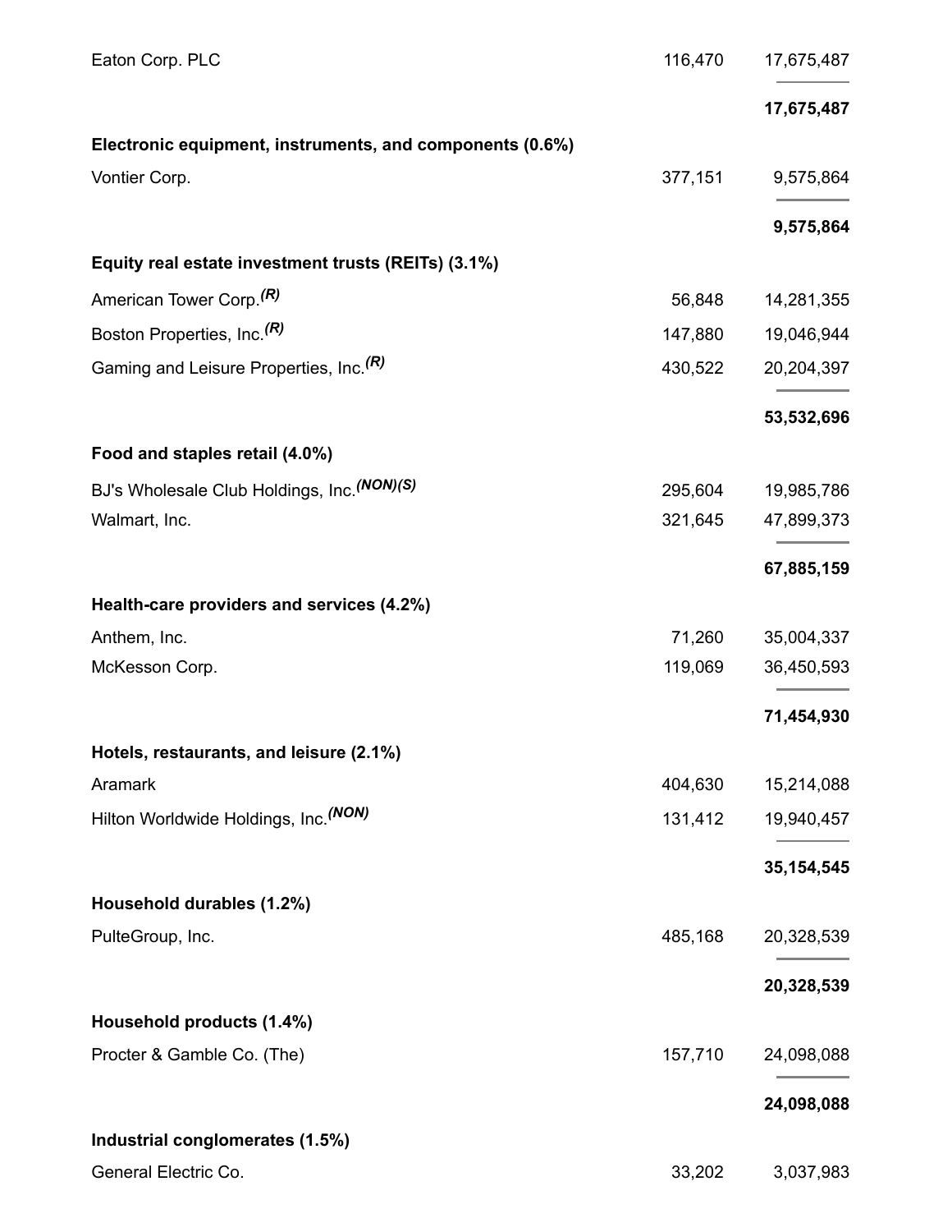| | | |
|---|---|---|
| Eaton Corp. PLC | 116,470 | 17,675,487 |
| | | **17,675,487** |
| **Electronic equipment, instruments, and components (0.6%)** | | |
| Vontier Corp. | 377,151 | 9,575,864 |
| | | **9,575,864** |
| **Equity real estate investment trusts (REITs) (3.1%)** | | |
| American Tower Corp.*(R)* | 56,848 | 14,281,355 |
| Boston Properties, Inc.*(R)* | 147,880 | 19,046,944 |
| Gaming and Leisure Properties, Inc.*(R)* | 430,522 | 20,204,397 |
| | | **53,532,696** |
| **Food and staples retail (4.0%)** | | |
| BJ's Wholesale Club Holdings, Inc.*(NON)(S)* | 295,604 | 19,985,786 |
| Walmart, Inc. | 321,645 | 47,899,373 |
| | | **67,885,159** |
| **Health-care providers and services (4.2%)** | | |
| Anthem, Inc. | 71,260 | 35,004,337 |
| McKesson Corp. | 119,069 | 36,450,593 |
| | | **71,454,930** |
| **Hotels, restaurants, and leisure (2.1%)** | | |
| Aramark | 404,630 | 15,214,088 |
| Hilton Worldwide Holdings, Inc.*(NON)* | 131,412 | 19,940,457 |
| | | **35,154,545** |
| **Household durables (1.2%)** | | |
| PulteGroup, Inc. | 485,168 | 20,328,539 |
| | | **20,328,539** |
| **Household products (1.4%)** | | |
| Procter & Gamble Co. (The) | 157,710 | 24,098,088 |
| | | **24,098,088** |
| **Industrial conglomerates (1.5%)** | | |
| General Electric Co. | 33,202 | 3,037,983 |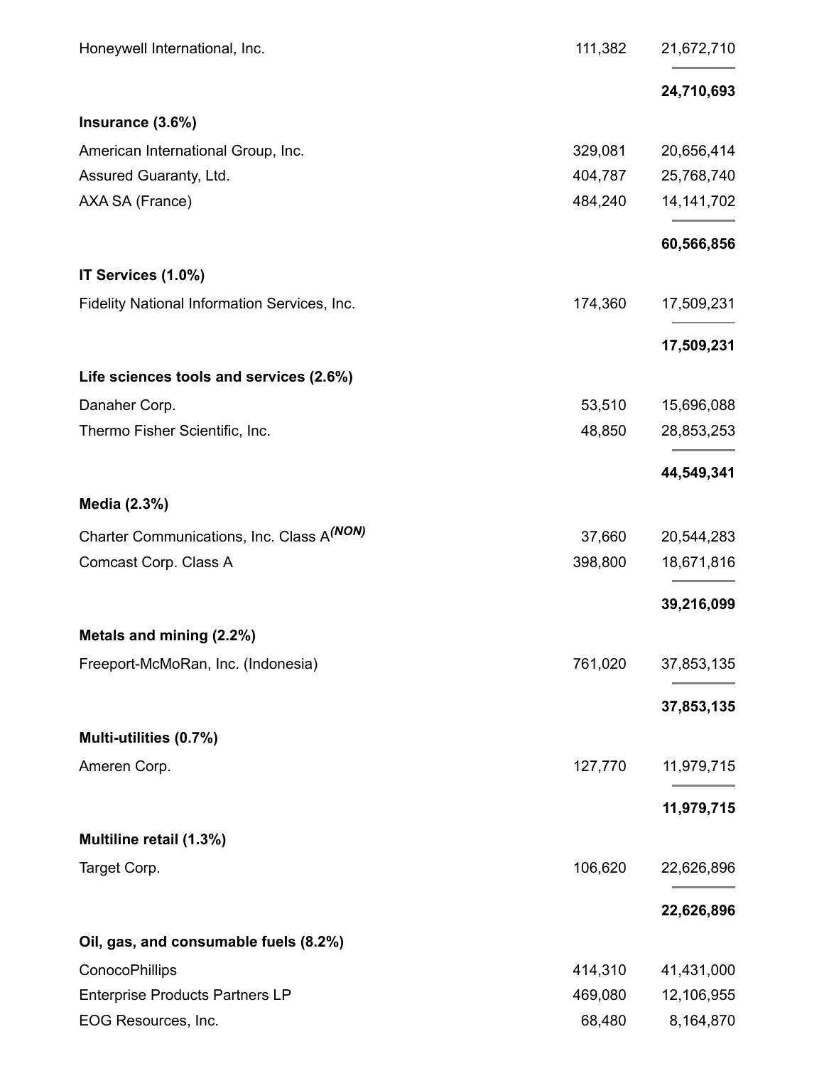| | | |
|---|---|---|
| Honeywell International, Inc. | 111,382 | 21,672,710 |
| | | **24,710,693** |
| **Insurance (3.6%)** | | |
| American International Group, Inc. | 329,081 | 20,656,414 |
| Assured Guaranty, Ltd. | 404,787 | 25,768,740 |
| AXA SA (France) | 484,240 | 14,141,702 |
| | | **60,566,856** |
| **IT Services (1.0%)** | | |
| Fidelity National Information Services, Inc. | 174,360 | 17,509,231 |
| | | **17,509,231** |
| **Life sciences tools and services (2.6%)** | | |
| Danaher Corp. | 53,510 | 15,696,088 |
| Thermo Fisher Scientific, Inc. | 48,850 | 28,853,253 |
| | | **44,549,341** |
| **Media (2.3%)** | | |
| Charter Communications, Inc. Class A *(NON)* | 37,660 | 20,544,283 |
| Comcast Corp. Class A | 398,800 | 18,671,816 |
| | | **39,216,099** |
| **Metals and mining (2.2%)** | | |
| Freeport-McMoRan, Inc. (Indonesia) | 761,020 | 37,853,135 |
| | | **37,853,135** |
| **Multi-utilities (0.7%)** | | |
| Ameren Corp. | 127,770 | 11,979,715 |
| | | **11,979,715** |
| **Multiline retail (1.3%)** | | |
| Target Corp. | 106,620 | 22,626,896 |
| | | **22,626,896** |
| **Oil, gas, and consumable fuels (8.2%)** | | |
| ConocoPhillips | 414,310 | 41,431,000 |
| Enterprise Products Partners LP | 469,080 | 12,106,955 |
| EOG Resources, Inc. | 68,480 | 8,164,870 |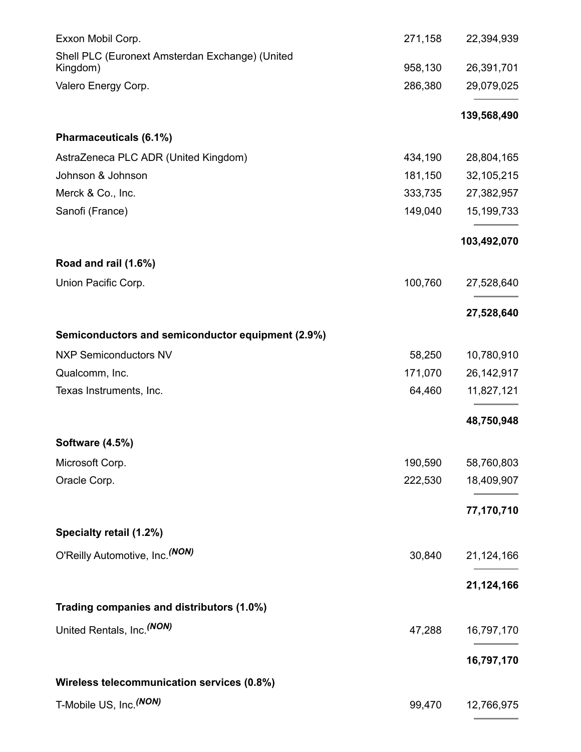| | | |
|---|---|---|
| Exxon Mobil Corp. | 271,158 | 22,394,939 |
| Shell PLC (Euronext Amsterdan Exchange) (United Kingdom) | 958,130 | 26,391,701 |
| Valero Energy Corp. | 286,380 | 29,079,025 |
| | | **139,568,490** |
| **Pharmaceuticals (6.1%)** | | |
| AstraZeneca PLC ADR (United Kingdom) | 434,190 | 28,804,165 |
| Johnson & Johnson | 181,150 | 32,105,215 |
| Merck & Co., Inc. | 333,735 | 27,382,957 |
| Sanofi (France) | 149,040 | 15,199,733 |
| | | **103,492,070** |
| **Road and rail (1.6%)** | | |
| Union Pacific Corp. | 100,760 | 27,528,640 |
| | | **27,528,640** |
| **Semiconductors and semiconductor equipment (2.9%)** | | |
| NXP Semiconductors NV | 58,250 | 10,780,910 |
| Qualcomm, Inc. | 171,070 | 26,142,917 |
| Texas Instruments, Inc. | 64,460 | 11,827,121 |
| | | **48,750,948** |
| **Software (4.5%)** | | |
| Microsoft Corp. | 190,590 | 58,760,803 |
| Oracle Corp. | 222,530 | 18,409,907 |
| | | **77,170,710** |
| **Specialty retail (1.2%)** | | |
| O'Reilly Automotive, Inc.*(NON)* | 30,840 | 21,124,166 |
| | | **21,124,166** |
| **Trading companies and distributors (1.0%)** | | |
| United Rentals, Inc.*(NON)* | 47,288 | 16,797,170 |
| | | **16,797,170** |
| **Wireless telecommunication services (0.8%)** | | |
| T-Mobile US, Inc.*(NON)* | 99,470 | 12,766,975 |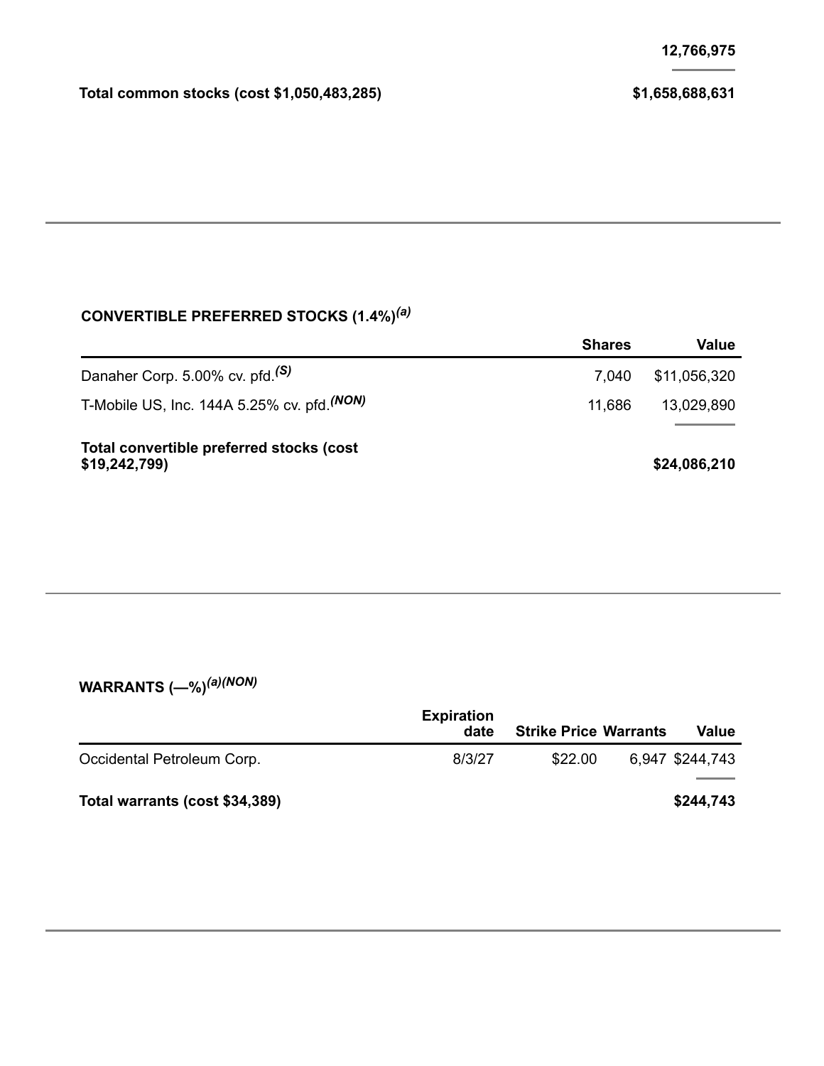| | |
|---|---|
| | 12,766,975 |
| **Total common stocks (cost $1,050,483,285)** | **$1,658,688,631** |

### CONVERTIBLE PREFERRED STOCKS (1.4%)[(a)]

| | Shares | Value |
|---|---|---|
| Danaher Corp. 5.00% cv. pfd.[(S)] | 7,040 | $11,056,320 |
| T-Mobile US, Inc. 144A 5.25% cv. pfd.[(NON)] | 11,686 | 13,029,890 |
| **Total convertible preferred stocks (cost $19,242,799)** | | **$24,086,210** |

### WARRANTS (—%)[(a)(NON)]

| | Expiration date | Strike Price | Warrants | Value |
|---|---|---|---|---|
| Occidental Petroleum Corp. | 8/3/27 | $22.00 | 6,947 | $244,743 |
| **Total warrants (cost $34,389)** | | | | **$244,743** |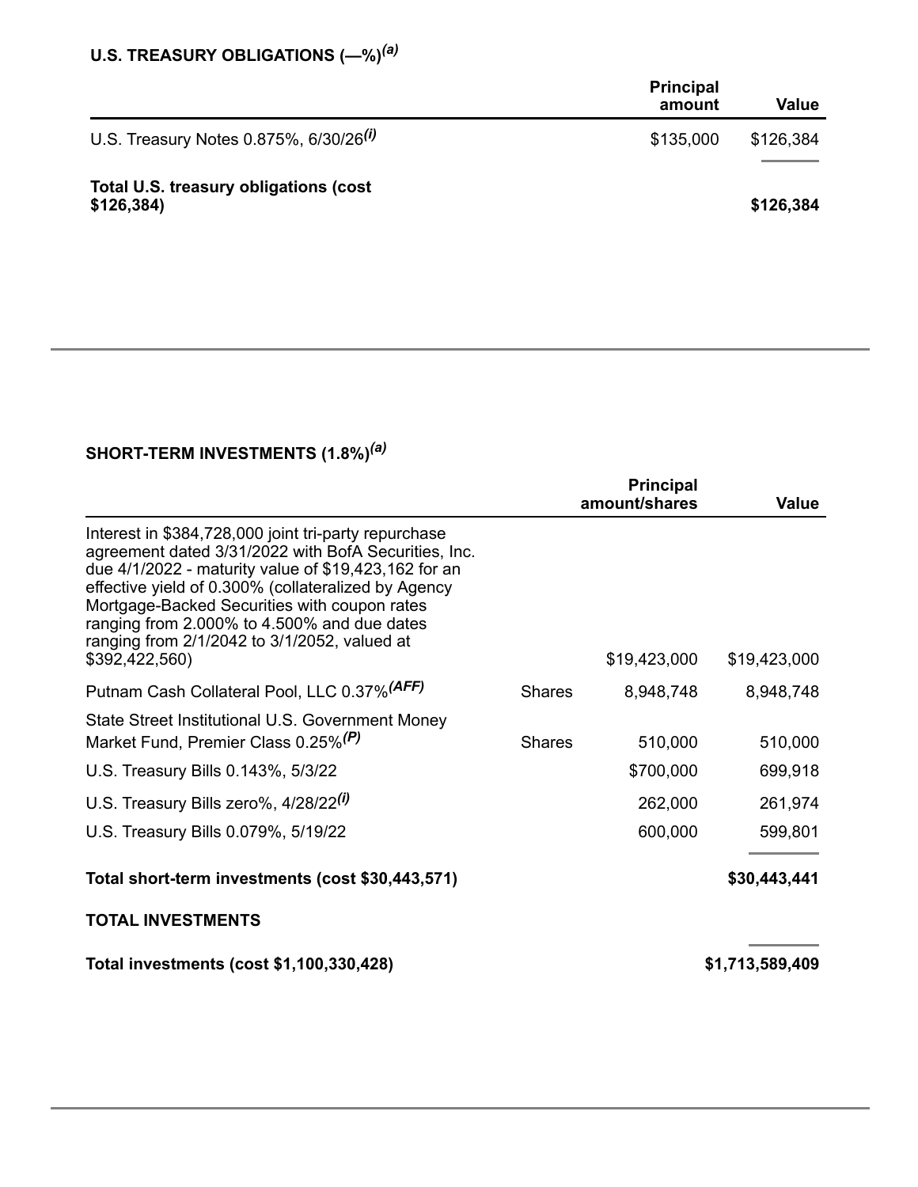## U.S. TREASURY OBLIGATIONS (—%)[(a)]

| | Principal amount | Value |
|---|---|---|
| U.S. Treasury Notes 0.875%, 6/30/26[(i)] | $135,000 | $126,384 |
| **Total U.S. treasury obligations (cost $126,384)** | | **$126,384** |

## SHORT-TERM INVESTMENTS (1.8%)[(a)]

| | | Principal amount/shares | Value |
|---|---|---|---|
| Interest in $384,728,000 joint tri-party repurchase agreement dated 3/31/2022 with BofA Securities, Inc. due 4/1/2022 - maturity value of $19,423,162 for an effective yield of 0.300% (collateralized by Agency Mortgage-Backed Securities with coupon rates ranging from 2.000% to 4.500% and due dates ranging from 2/1/2042 to 3/1/2052, valued at $392,422,560) | | $19,423,000 | $19,423,000 |
| Putnam Cash Collateral Pool, LLC 0.37%[(AFF)] | Shares | 8,948,748 | 8,948,748 |
| State Street Institutional U.S. Government Money Market Fund, Premier Class 0.25%[(P)] | Shares | 510,000 | 510,000 |
| U.S. Treasury Bills 0.143%, 5/3/22 | | $700,000 | 699,918 |
| U.S. Treasury Bills zero%, 4/28/22[(i)] | | 262,000 | 261,974 |
| U.S. Treasury Bills 0.079%, 5/19/22 | | 600,000 | 599,801 |
| **Total short-term investments (cost $30,443,571)** | | | **$30,443,441** |

## TOTAL INVESTMENTS

| | |
|---|---|
| **Total investments (cost $1,100,330,428)** | **$1,713,589,409** |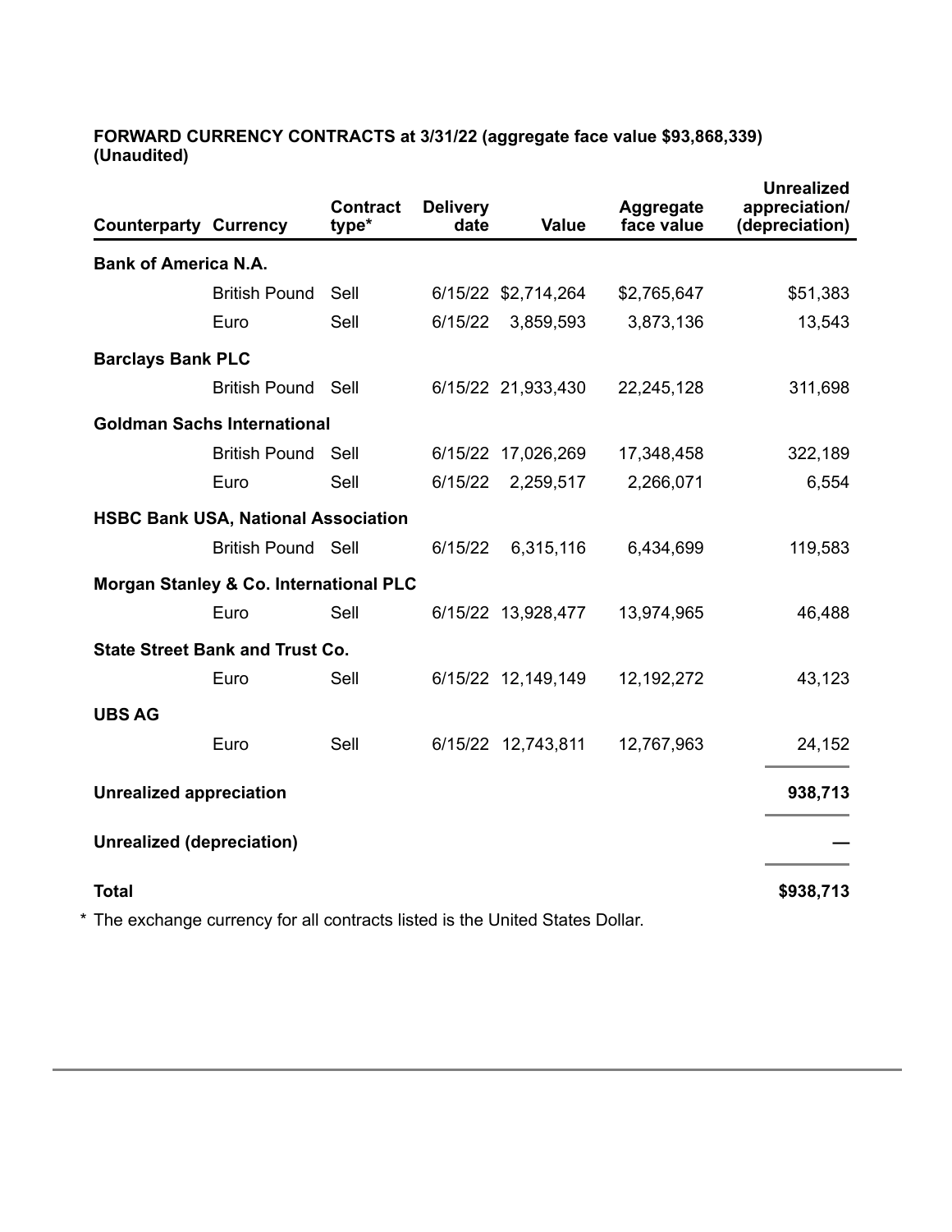**FORWARD CURRENCY CONTRACTS at 3/31/22 (aggregate face value $93,868,339) (Unaudited)**

| Counterparty | Currency | Contract type* | Delivery date | Value | Aggregate face value | Unrealized appreciation/ (depreciation) |
|---|---|---|---|---|---|---|
| **Bank of America N.A.** | | | | | | |
| | British Pound | Sell | 6/15/22 | $2,714,264 | $2,765,647 | $51,383 |
| | Euro | Sell | 6/15/22 | 3,859,593 | 3,873,136 | 13,543 |
| **Barclays Bank PLC** | | | | | | |
| | British Pound | Sell | 6/15/22 | 21,933,430 | 22,245,128 | 311,698 |
| **Goldman Sachs International** | | | | | | |
| | British Pound | Sell | 6/15/22 | 17,026,269 | 17,348,458 | 322,189 |
| | Euro | Sell | 6/15/22 | 2,259,517 | 2,266,071 | 6,554 |
| **HSBC Bank USA, National Association** | | | | | | |
| | British Pound | Sell | 6/15/22 | 6,315,116 | 6,434,699 | 119,583 |
| **Morgan Stanley & Co. International PLC** | | | | | | |
| | Euro | Sell | 6/15/22 | 13,928,477 | 13,974,965 | 46,488 |
| **State Street Bank and Trust Co.** | | | | | | |
| | Euro | Sell | 6/15/22 | 12,149,149 | 12,192,272 | 43,123 |
| **UBS AG** | | | | | | |
| | Euro | Sell | 6/15/22 | 12,743,811 | 12,767,963 | 24,152 |
| **Unrealized appreciation** | | | | | | **938,713** |
| **Unrealized (depreciation)** | | | | | | **—** |
| **Total** | | | | | | **$938,713** |

* The exchange currency for all contracts listed is the United States Dollar.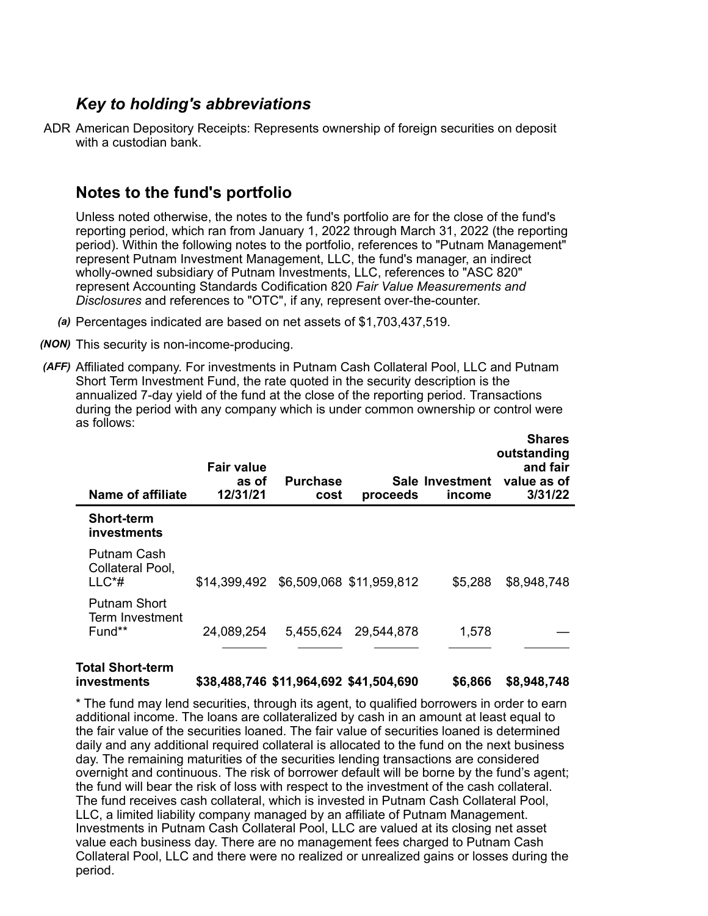## *Key to holding's abbreviations*

ADR American Depository Receipts: Represents ownership of foreign securities on deposit with a custodian bank.

## Notes to the fund's portfolio

Unless noted otherwise, the notes to the fund's portfolio are for the close of the fund's reporting period, which ran from January 1, 2022 through March 31, 2022 (the reporting period). Within the following notes to the portfolio, references to "Putnam Management" represent Putnam Investment Management, LLC, the fund's manager, an indirect wholly-owned subsidiary of Putnam Investments, LLC, references to "ASC 820" represent Accounting Standards Codification 820 *Fair Value Measurements and Disclosures* and references to "OTC", if any, represent over-the-counter.

***(a)*** Percentages indicated are based on net assets of $1,703,437,519.

***(NON)*** This security is non-income-producing.

***(AFF)*** Affiliated company. For investments in Putnam Cash Collateral Pool, LLC and Putnam Short Term Investment Fund, the rate quoted in the security description is the annualized 7-day yield of the fund at the close of the reporting period. Transactions during the period with any company which is under common ownership or control were as follows:

| Name of affiliate | Fair value as of 12/31/21 | Purchase cost | Sale proceeds | Investment income | Shares outstanding and fair value as of 3/31/22 |
|---|---|---|---|---|---|
| **Short-term investments** | | | | | |
| Putnam Cash Collateral Pool, LLC*# | $14,399,492 | $6,509,068 | $11,959,812 | $5,288 | $8,948,748 |
| Putnam Short Term Investment Fund** | 24,089,254 | 5,455,624 | 29,544,878 | 1,578 | — |
| **Total Short-term investments** | **$38,488,746** | **$11,964,692** | **$41,504,690** | **$6,866** | **$8,948,748** |

* The fund may lend securities, through its agent, to qualified borrowers in order to earn additional income. The loans are collateralized by cash in an amount at least equal to the fair value of the securities loaned. The fair value of securities loaned is determined daily and any additional required collateral is allocated to the fund on the next business day. The remaining maturities of the securities lending transactions are considered overnight and continuous. The risk of borrower default will be borne by the fund's agent; the fund will bear the risk of loss with respect to the investment of the cash collateral. The fund receives cash collateral, which is invested in Putnam Cash Collateral Pool, LLC, a limited liability company managed by an affiliate of Putnam Management. Investments in Putnam Cash Collateral Pool, LLC are valued at its closing net asset value each business day. There are no management fees charged to Putnam Cash Collateral Pool, LLC and there were no realized or unrealized gains or losses during the period.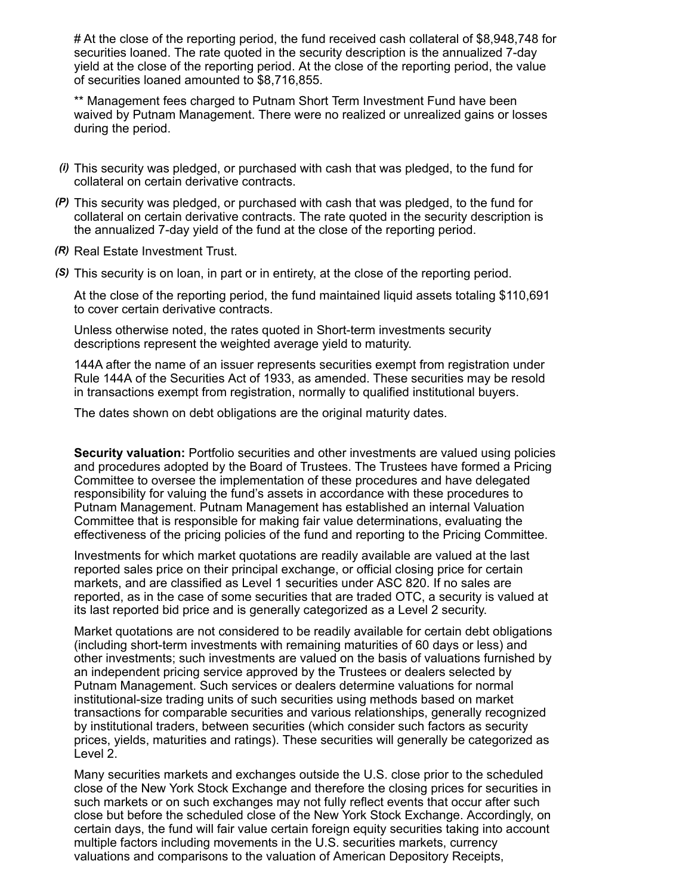# At the close of the reporting period, the fund received cash collateral of $8,948,748 for securities loaned. The rate quoted in the security description is the annualized 7-day yield at the close of the reporting period. At the close of the reporting period, the value of securities loaned amounted to $8,716,855.

** Management fees charged to Putnam Short Term Investment Fund have been waived by Putnam Management. There were no realized or unrealized gains or losses during the period.

*(i)* This security was pledged, or purchased with cash that was pledged, to the fund for collateral on certain derivative contracts.

*(P)* This security was pledged, or purchased with cash that was pledged, to the fund for collateral on certain derivative contracts. The rate quoted in the security description is the annualized 7-day yield of the fund at the close of the reporting period.

*(R)* Real Estate Investment Trust.

*(S)* This security is on loan, in part or in entirety, at the close of the reporting period.

At the close of the reporting period, the fund maintained liquid assets totaling $110,691 to cover certain derivative contracts.

Unless otherwise noted, the rates quoted in Short-term investments security descriptions represent the weighted average yield to maturity.

144A after the name of an issuer represents securities exempt from registration under Rule 144A of the Securities Act of 1933, as amended. These securities may be resold in transactions exempt from registration, normally to qualified institutional buyers.

The dates shown on debt obligations are the original maturity dates.

**Security valuation:** Portfolio securities and other investments are valued using policies and procedures adopted by the Board of Trustees. The Trustees have formed a Pricing Committee to oversee the implementation of these procedures and have delegated responsibility for valuing the fund's assets in accordance with these procedures to Putnam Management. Putnam Management has established an internal Valuation Committee that is responsible for making fair value determinations, evaluating the effectiveness of the pricing policies of the fund and reporting to the Pricing Committee.

Investments for which market quotations are readily available are valued at the last reported sales price on their principal exchange, or official closing price for certain markets, and are classified as Level 1 securities under ASC 820. If no sales are reported, as in the case of some securities that are traded OTC, a security is valued at its last reported bid price and is generally categorized as a Level 2 security.

Market quotations are not considered to be readily available for certain debt obligations (including short-term investments with remaining maturities of 60 days or less) and other investments; such investments are valued on the basis of valuations furnished by an independent pricing service approved by the Trustees or dealers selected by Putnam Management. Such services or dealers determine valuations for normal institutional-size trading units of such securities using methods based on market transactions for comparable securities and various relationships, generally recognized by institutional traders, between securities (which consider such factors as security prices, yields, maturities and ratings). These securities will generally be categorized as Level 2.

Many securities markets and exchanges outside the U.S. close prior to the scheduled close of the New York Stock Exchange and therefore the closing prices for securities in such markets or on such exchanges may not fully reflect events that occur after such close but before the scheduled close of the New York Stock Exchange. Accordingly, on certain days, the fund will fair value certain foreign equity securities taking into account multiple factors including movements in the U.S. securities markets, currency valuations and comparisons to the valuation of American Depository Receipts,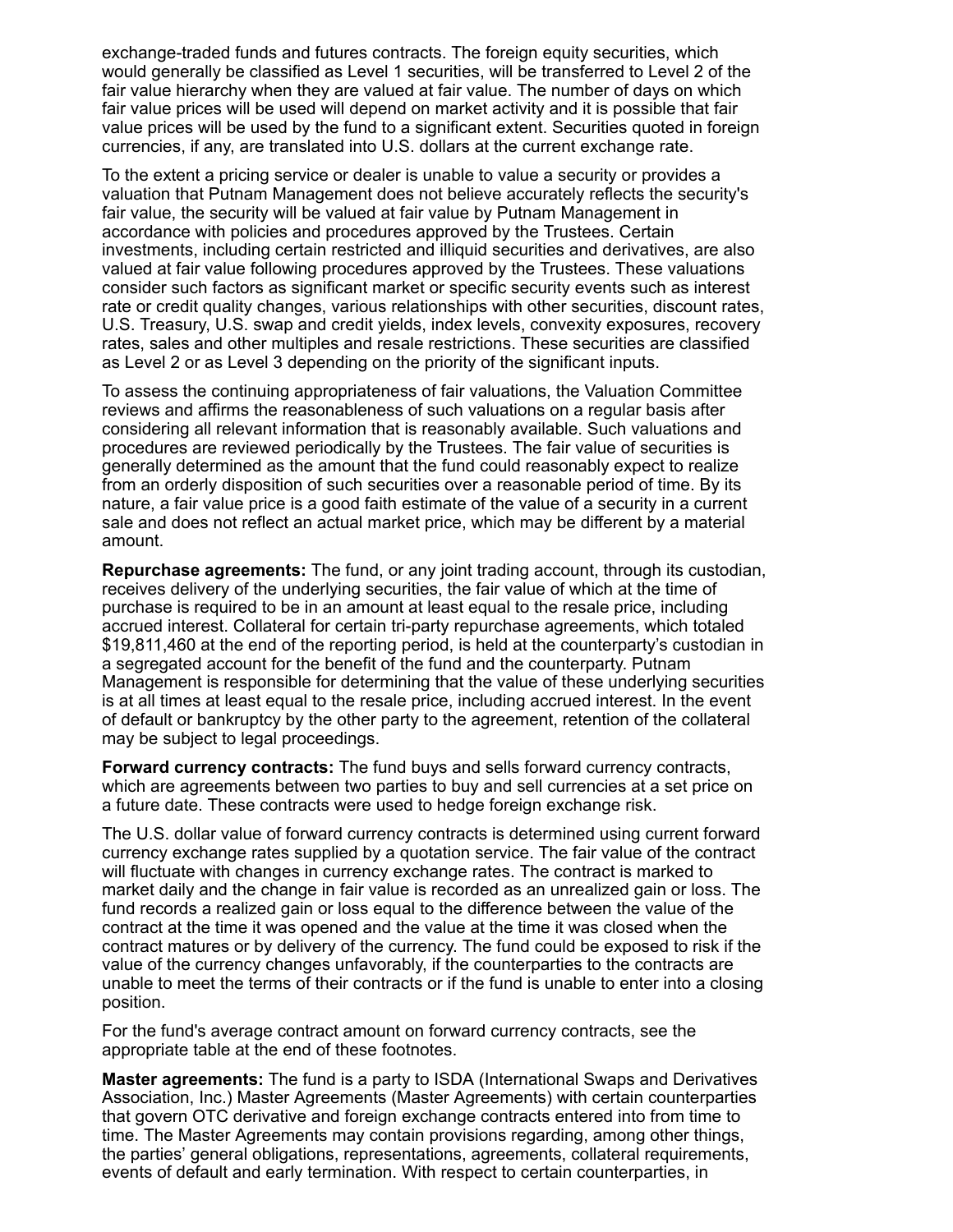exchange-traded funds and futures contracts. The foreign equity securities, which would generally be classified as Level 1 securities, will be transferred to Level 2 of the fair value hierarchy when they are valued at fair value. The number of days on which fair value prices will be used will depend on market activity and it is possible that fair value prices will be used by the fund to a significant extent. Securities quoted in foreign currencies, if any, are translated into U.S. dollars at the current exchange rate.

To the extent a pricing service or dealer is unable to value a security or provides a valuation that Putnam Management does not believe accurately reflects the security's fair value, the security will be valued at fair value by Putnam Management in accordance with policies and procedures approved by the Trustees. Certain investments, including certain restricted and illiquid securities and derivatives, are also valued at fair value following procedures approved by the Trustees. These valuations consider such factors as significant market or specific security events such as interest rate or credit quality changes, various relationships with other securities, discount rates, U.S. Treasury, U.S. swap and credit yields, index levels, convexity exposures, recovery rates, sales and other multiples and resale restrictions. These securities are classified as Level 2 or as Level 3 depending on the priority of the significant inputs.

To assess the continuing appropriateness of fair valuations, the Valuation Committee reviews and affirms the reasonableness of such valuations on a regular basis after considering all relevant information that is reasonably available. Such valuations and procedures are reviewed periodically by the Trustees. The fair value of securities is generally determined as the amount that the fund could reasonably expect to realize from an orderly disposition of such securities over a reasonable period of time. By its nature, a fair value price is a good faith estimate of the value of a security in a current sale and does not reflect an actual market price, which may be different by a material amount.

**Repurchase agreements:** The fund, or any joint trading account, through its custodian, receives delivery of the underlying securities, the fair value of which at the time of purchase is required to be in an amount at least equal to the resale price, including accrued interest. Collateral for certain tri-party repurchase agreements, which totaled $19,811,460 at the end of the reporting period, is held at the counterparty's custodian in a segregated account for the benefit of the fund and the counterparty. Putnam Management is responsible for determining that the value of these underlying securities is at all times at least equal to the resale price, including accrued interest. In the event of default or bankruptcy by the other party to the agreement, retention of the collateral may be subject to legal proceedings.

**Forward currency contracts:** The fund buys and sells forward currency contracts, which are agreements between two parties to buy and sell currencies at a set price on a future date. These contracts were used to hedge foreign exchange risk.

The U.S. dollar value of forward currency contracts is determined using current forward currency exchange rates supplied by a quotation service. The fair value of the contract will fluctuate with changes in currency exchange rates. The contract is marked to market daily and the change in fair value is recorded as an unrealized gain or loss. The fund records a realized gain or loss equal to the difference between the value of the contract at the time it was opened and the value at the time it was closed when the contract matures or by delivery of the currency. The fund could be exposed to risk if the value of the currency changes unfavorably, if the counterparties to the contracts are unable to meet the terms of their contracts or if the fund is unable to enter into a closing position.

For the fund's average contract amount on forward currency contracts, see the appropriate table at the end of these footnotes.

**Master agreements:** The fund is a party to ISDA (International Swaps and Derivatives Association, Inc.) Master Agreements (Master Agreements) with certain counterparties that govern OTC derivative and foreign exchange contracts entered into from time to time. The Master Agreements may contain provisions regarding, among other things, the parties' general obligations, representations, agreements, collateral requirements, events of default and early termination. With respect to certain counterparties, in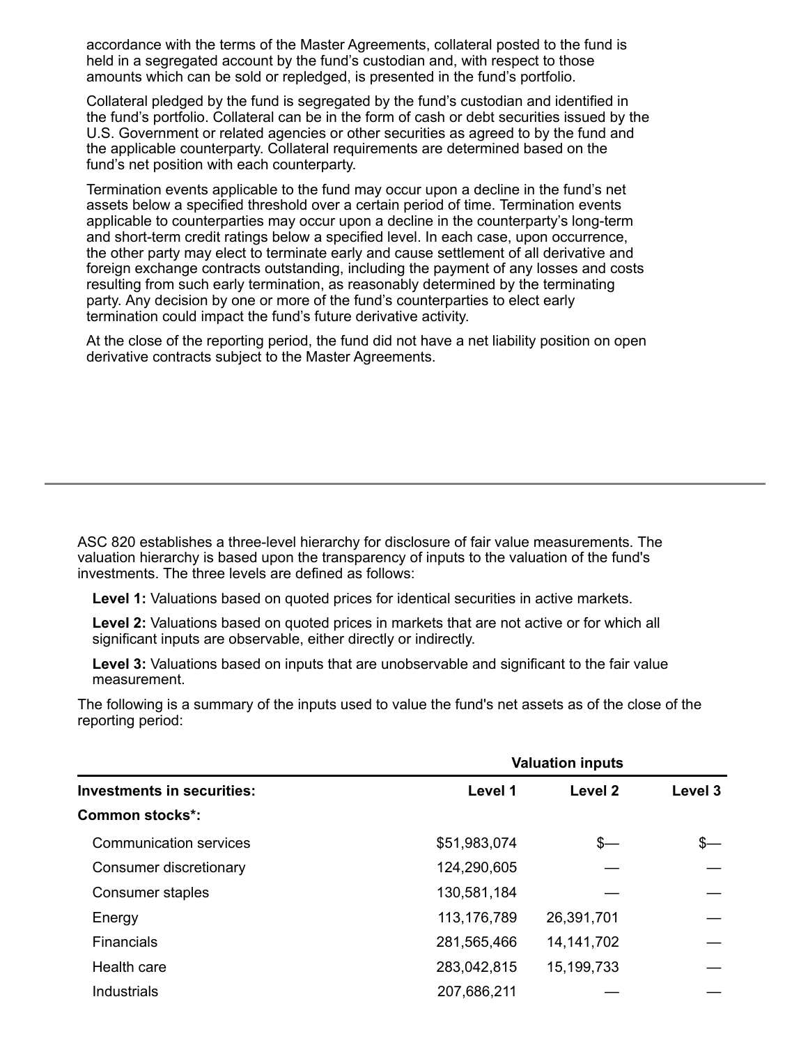accordance with the terms of the Master Agreements, collateral posted to the fund is held in a segregated account by the fund's custodian and, with respect to those amounts which can be sold or repledged, is presented in the fund's portfolio.

Collateral pledged by the fund is segregated by the fund's custodian and identified in the fund's portfolio. Collateral can be in the form of cash or debt securities issued by the U.S. Government or related agencies or other securities as agreed to by the fund and the applicable counterparty. Collateral requirements are determined based on the fund's net position with each counterparty.

Termination events applicable to the fund may occur upon a decline in the fund's net assets below a specified threshold over a certain period of time. Termination events applicable to counterparties may occur upon a decline in the counterparty's long-term and short-term credit ratings below a specified level. In each case, upon occurrence, the other party may elect to terminate early and cause settlement of all derivative and foreign exchange contracts outstanding, including the payment of any losses and costs resulting from such early termination, as reasonably determined by the terminating party. Any decision by one or more of the fund's counterparties to elect early termination could impact the fund's future derivative activity.

At the close of the reporting period, the fund did not have a net liability position on open derivative contracts subject to the Master Agreements.

---

ASC 820 establishes a three-level hierarchy for disclosure of fair value measurements. The valuation hierarchy is based upon the transparency of inputs to the valuation of the fund's investments. The three levels are defined as follows:

**Level 1:** Valuations based on quoted prices for identical securities in active markets.

**Level 2:** Valuations based on quoted prices in markets that are not active or for which all significant inputs are observable, either directly or indirectly.

**Level 3:** Valuations based on inputs that are unobservable and significant to the fair value measurement.

The following is a summary of the inputs used to value the fund's net assets as of the close of the reporting period:

| | Valuation inputs | | |
|---|---|---|---|
| **Investments in securities:** | **Level 1** | **Level 2** | **Level 3** |
| **Common stocks*:** | | | |
| Communication services | $51,983,074 | $— | $— |
| Consumer discretionary | 124,290,605 | — | — |
| Consumer staples | 130,581,184 | — | — |
| Energy | 113,176,789 | 26,391,701 | — |
| Financials | 281,565,466 | 14,141,702 | — |
| Health care | 283,042,815 | 15,199,733 | — |
| Industrials | 207,686,211 | — | — |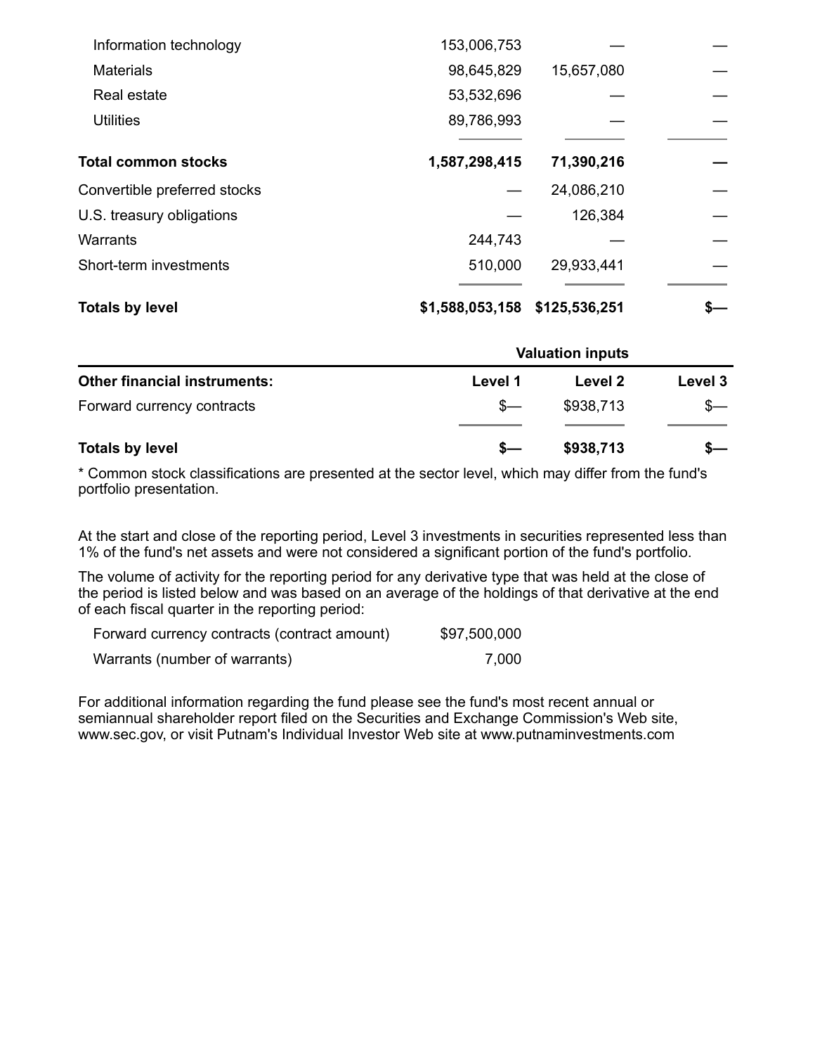| | | | |
|---|---|---|---|
| Information technology | 153,006,753 | — | — |
| Materials | 98,645,829 | 15,657,080 | — |
| Real estate | 53,532,696 | — | — |
| Utilities | 89,786,993 | — | — |
| **Total common stocks** | **1,587,298,415** | **71,390,216** | **—** |
| Convertible preferred stocks | — | 24,086,210 | — |
| U.S. treasury obligations | — | 126,384 | — |
| Warrants | 244,743 | — | — |
| Short-term investments | 510,000 | 29,933,441 | — |
| **Totals by level** | **$1,588,053,158** | **$125,536,251** | **$—** |

| | Valuation inputs | | |
|---|---|---|---|
| **Other financial instruments:** | **Level 1** | **Level 2** | **Level 3** |
| Forward currency contracts | $— | $938,713 | $— |
| **Totals by level** | **$—** | **$938,713** | **$—** |

* Common stock classifications are presented at the sector level, which may differ from the fund's portfolio presentation.

At the start and close of the reporting period, Level 3 investments in securities represented less than 1% of the fund's net assets and were not considered a significant portion of the fund's portfolio.

The volume of activity for the reporting period for any derivative type that was held at the close of the period is listed below and was based on an average of the holdings of that derivative at the end of each fiscal quarter in the reporting period:

| | |
|---|---|
| Forward currency contracts (contract amount) | $97,500,000 |
| Warrants (number of warrants) | 7,000 |

For additional information regarding the fund please see the fund's most recent annual or semiannual shareholder report filed on the Securities and Exchange Commission's Web site, www.sec.gov, or visit Putnam's Individual Investor Web site at www.putnaminvestments.com